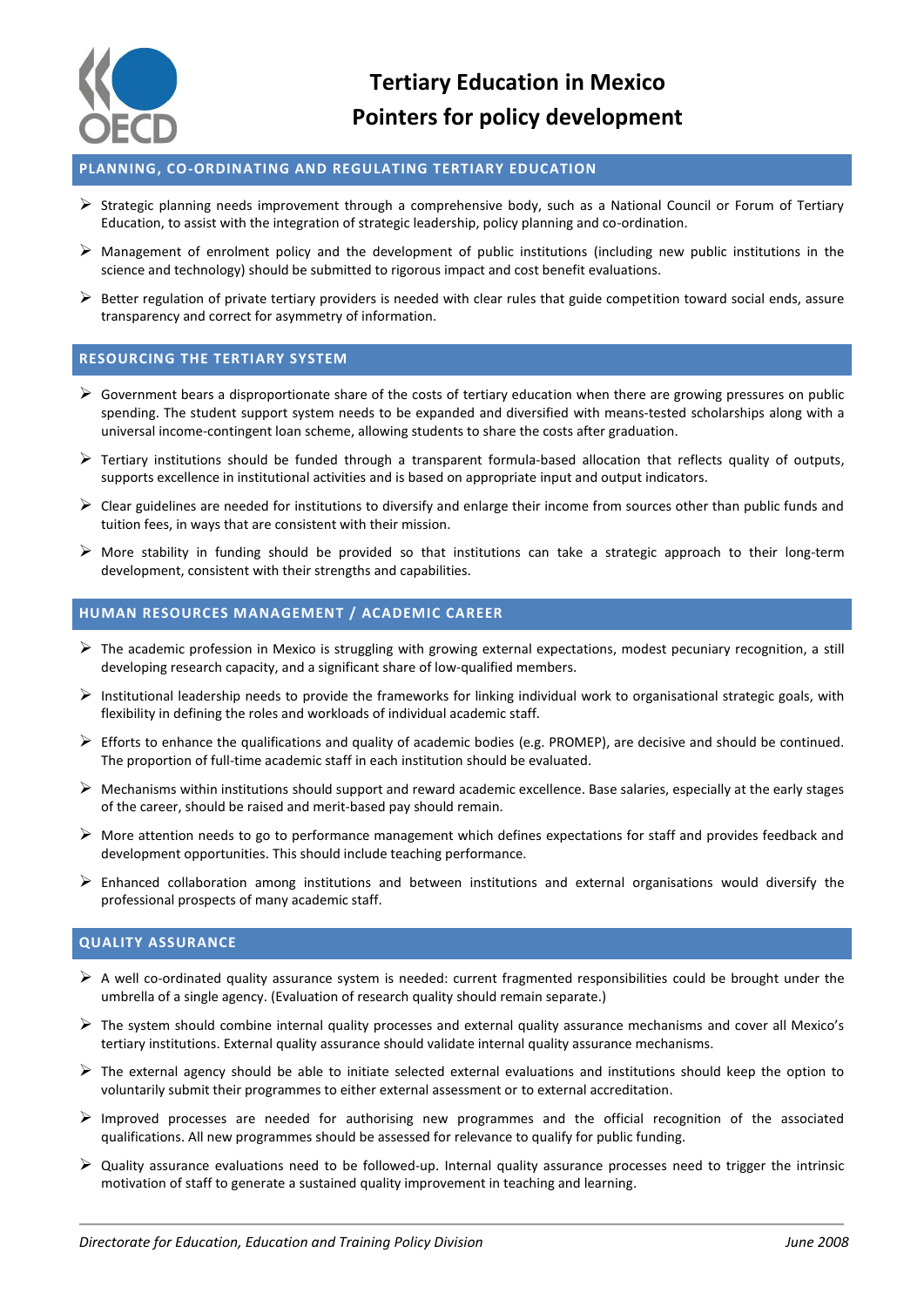# Tertiary Education in Mexico

# Pointers for policy development

## PLANNING, CO-ORDINATING AND REGULATING TERTIARY EDUCATION

- Strategic planning needs improvement through a comprehensive body, such as a National Council or Forum of Tertiary Education, to assist with the integration of strategic leadership, policy planning and co-ordination.
- Management of enrolment policy and the development of public institutions (including new public institutions in the science and technology) should be submitted to rigorous impact and cost benefit evaluations.
- Better regulation of private tertiary providers is needed with clear rules that guide competition toward social ends, assure transparency and correct for asymmetry of information.

## RESOURCING THE TERTIARY SYSTEM

- Government bears a disproportionate share of the costs of tertiary education when there are growing pressures on public spending. The student support system needs to be expanded and diversified with means-tested scholarships along with a universal income-contingent loan scheme, allowing students to share the costs after graduation.
- Tertiary institutions should be funded through a transparent formula-based allocation that reflects quality of outputs, supports excellence in institutional activities and is based on appropriate input and output indicators.
- Clear guidelines are needed for institutions to diversify and enlarge their income from sources other than public funds and tuition fees, in ways that are consistent with their mission.
- More stability in funding should be provided so that institutions can take a strategic approach to their long-term development, consistent with their strengths and capabilities.

## HUMAN RESOURCES MANAGEMENT / ACADEMIC CAREER

- The academic profession in Mexico is struggling with growing external expectations, modest pecuniary recognition, a still developing research capacity, and a significant share of low-qualified members.
- Institutional leadership needs to provide the frameworks for linking individual work to organisational strategic goals, with flexibility in defining the roles and workloads of individual academic staff.
- Efforts to enhance the qualifications and quality of academic bodies (e.g. PROMEP), are decisive and should be continued. The proportion of full-time academic staff in each institution should be evaluated.
- Mechanisms within institutions should support and reward academic excellence. Base salaries, especially at the early stages of the career, should be raised and merit-based pay should remain.
- More attention needs to go to performance management which defines expectations for staff and provides feedback and development opportunities. This should include teaching performance.
- Enhanced collaboration among institutions and between institutions and external organisations would diversify the professional prospects of many academic staff.

## QUALITY ASSURANCE

- A well co-ordinated quality assurance system is needed: current fragmented responsibilities could be brought under the umbrella of a single agency. (Evaluation of research quality should remain separate.)
- The system should combine internal quality processes and external quality assurance mechanisms and cover all Mexico's tertiary institutions. External quality assurance should validate internal quality assurance mechanisms.
- The external agency should be able to initiate selected external evaluations and institutions should keep the option to voluntarily submit their programmes to either external assessment or to external accreditation.
- Improved processes are needed for authorising new programmes and the official recognition of the associated qualifications. All new programmes should be assessed for relevance to qualify for public funding.
- Quality assurance evaluations need to be followed-up. Internal quality assurance processes need to trigger the intrinsic motivation of staff to generate a sustained quality improvement in teaching and learning.

*Directorate for Education, Education and Training Policy Division* — *June 2008*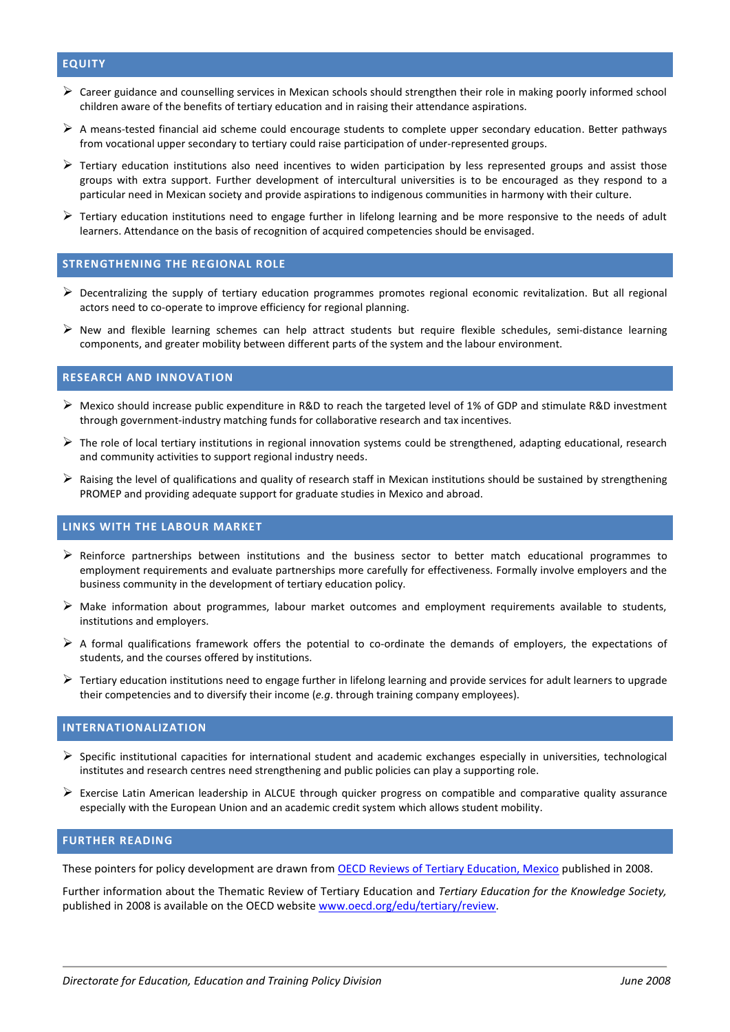## EQUITY

- Career guidance and counselling services in Mexican schools should strengthen their role in making poorly informed school children aware of the benefits of tertiary education and in raising their attendance aspirations.
- A means-tested financial aid scheme could encourage students to complete upper secondary education. Better pathways from vocational upper secondary to tertiary could raise participation of under-represented groups.
- Tertiary education institutions also need incentives to widen participation by less represented groups and assist those groups with extra support. Further development of intercultural universities is to be encouraged as they respond to a particular need in Mexican society and provide aspirations to indigenous communities in harmony with their culture.
- Tertiary education institutions need to engage further in lifelong learning and be more responsive to the needs of adult learners. Attendance on the basis of recognition of acquired competencies should be envisaged.

## STRENGTHENING THE REGIONAL ROLE

- Decentralizing the supply of tertiary education programmes promotes regional economic revitalization. But all regional actors need to co-operate to improve efficiency for regional planning.
- New and flexible learning schemes can help attract students but require flexible schedules, semi-distance learning components, and greater mobility between different parts of the system and the labour environment.

## RESEARCH AND INNOVATION

- Mexico should increase public expenditure in R&D to reach the targeted level of 1% of GDP and stimulate R&D investment through government-industry matching funds for collaborative research and tax incentives.
- The role of local tertiary institutions in regional innovation systems could be strengthened, adapting educational, research and community activities to support regional industry needs.
- Raising the level of qualifications and quality of research staff in Mexican institutions should be sustained by strengthening PROMEP and providing adequate support for graduate studies in Mexico and abroad.

## LINKS WITH THE LABOUR MARKET

- Reinforce partnerships between institutions and the business sector to better match educational programmes to employment requirements and evaluate partnerships more carefully for effectiveness. Formally involve employers and the business community in the development of tertiary education policy.
- Make information about programmes, labour market outcomes and employment requirements available to students, institutions and employers.
- A formal qualifications framework offers the potential to co-ordinate the demands of employers, the expectations of students, and the courses offered by institutions.
- Tertiary education institutions need to engage further in lifelong learning and provide services for adult learners to upgrade their competencies and to diversify their income (*e.g*. through training company employees).

## INTERNATIONALIZATION

- Specific institutional capacities for international student and academic exchanges especially in universities, technological institutes and research centres need strengthening and public policies can play a supporting role.
- Exercise Latin American leadership in ALCUE through quicker progress on compatible and comparative quality assurance especially with the European Union and an academic credit system which allows student mobility.

## FURTHER READING

These pointers for policy development are drawn from OECD Reviews of Tertiary Education, Mexico published in 2008.

Further information about the Thematic Review of Tertiary Education and *Tertiary Education for the Knowledge Society,* published in 2008 is available on the OECD website www.oecd.org/edu/tertiary/review.